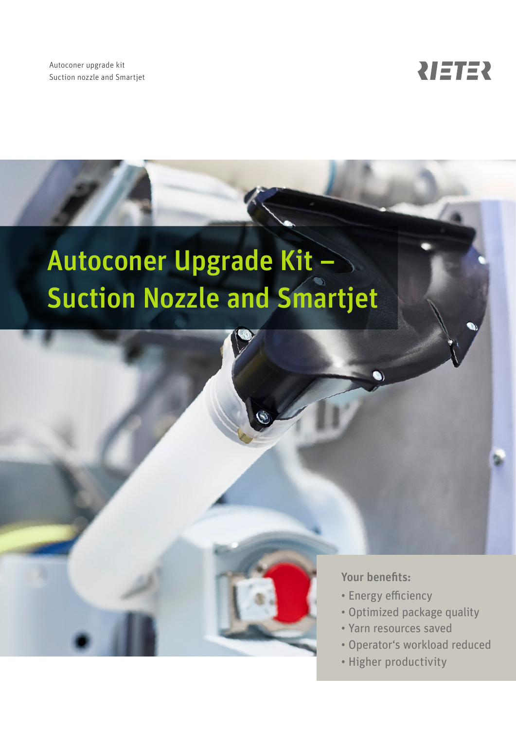Autoconer upgrade kit
Suction nozzle and Smartjet

# Autoconer Upgrade Kit – Suction Nozzle and Smartjet

**Your benefits:**

- Energy efficiency
- Optimized package quality
- Yarn resources saved
- Operator's workload reduced
- Higher productivity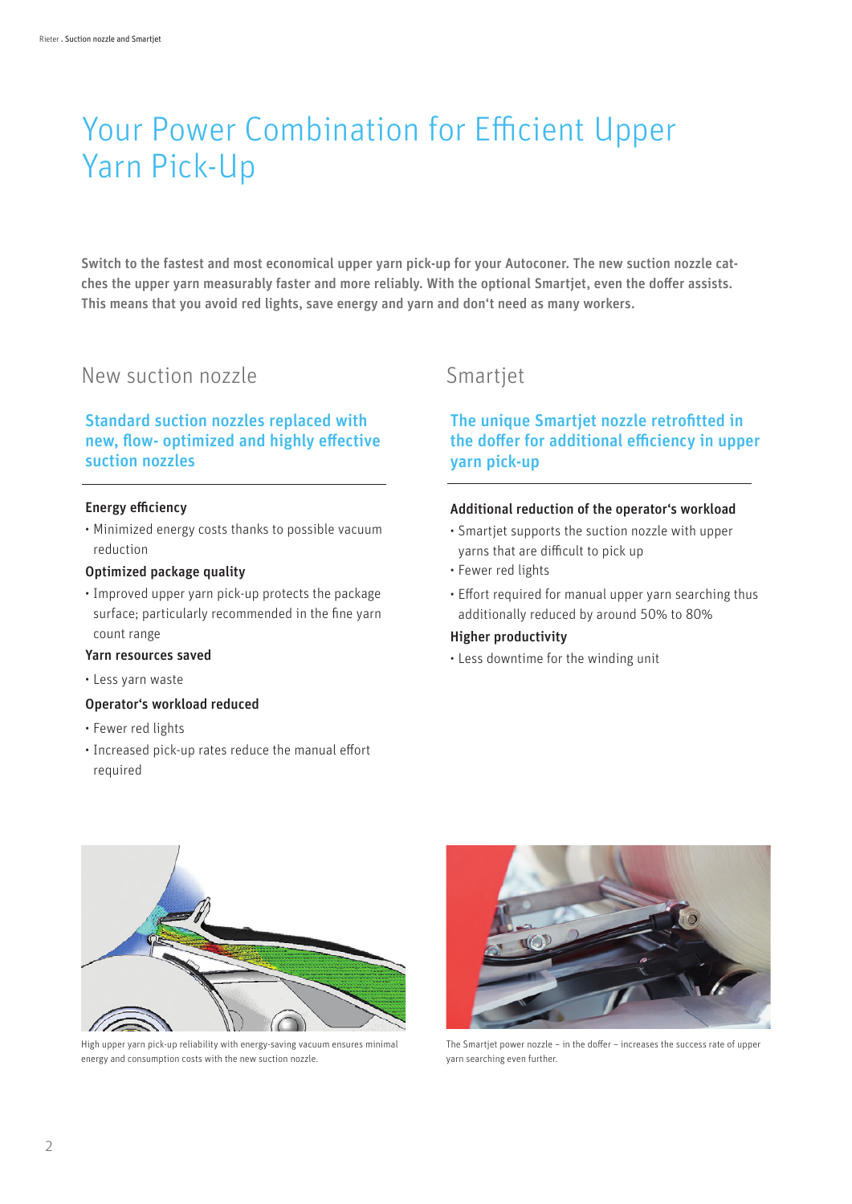# Your Power Combination for Efficient Upper Yarn Pick-Up

**Switch to the fastest and most economical upper yarn pick-up for your Autoconer. The new suction nozzle catches the upper yarn measurably faster and more reliably. With the optional Smartjet, even the doffer assists. This means that you avoid red lights, save energy and yarn and don‘t need as many workers.**

## New suction nozzle

### Standard suction nozzles replaced with new, flow- optimized and highly effective suction nozzles

**Energy efficiency**

- Minimized energy costs thanks to possible vacuum reduction

**Optimized package quality**

- Improved upper yarn pick-up protects the package surface; particularly recommended in the fine yarn count range

**Yarn resources saved**

- Less yarn waste

**Operator‘s workload reduced**

- Fewer red lights
- Increased pick-up rates reduce the manual effort required

## Smartjet

### The unique Smartjet nozzle retrofitted in the doffer for additional efficiency in upper yarn pick-up

**Additional reduction of the operator‘s workload**

- Smartjet supports the suction nozzle with upper yarns that are difficult to pick up
- Fewer red lights
- Effort required for manual upper yarn searching thus additionally reduced by around 50% to 80%

**Higher productivity**

- Less downtime for the winding unit

High upper yarn pick-up reliability with energy-saving vacuum ensures minimal energy and consumption costs with the new suction nozzle.

The Smartjet power nozzle – in the doffer – increases the success rate of upper yarn searching even further.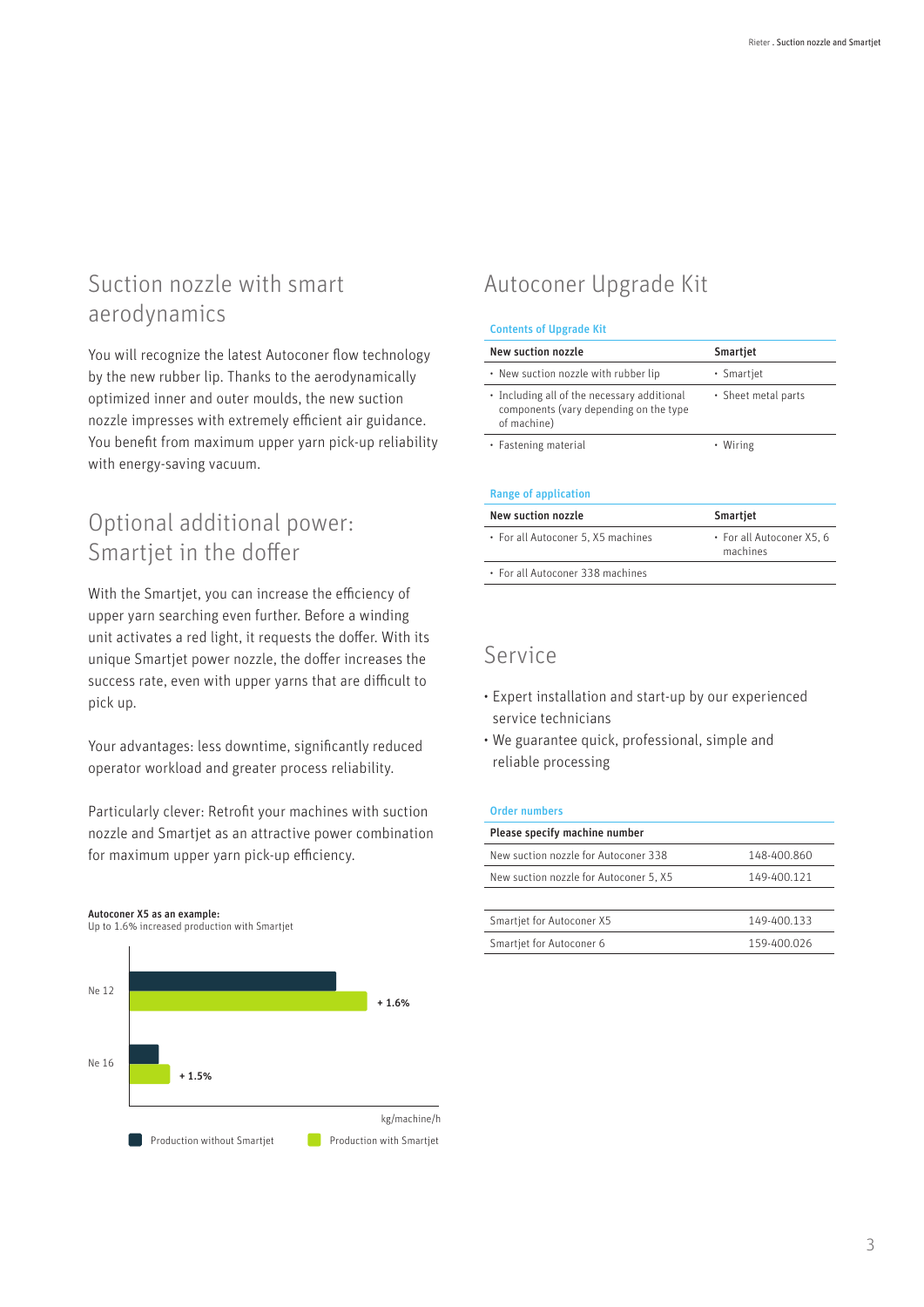## Suction nozzle with smart aerodynamics

You will recognize the latest Autoconer flow technology by the new rubber lip. Thanks to the aerodynamically optimized inner and outer moulds, the new suction nozzle impresses with extremely efficient air guidance. You benefit from maximum upper yarn pick-up reliability with energy-saving vacuum.

## Optional additional power: Smartjet in the doffer

With the Smartjet, you can increase the efficiency of upper yarn searching even further. Before a winding unit activates a red light, it requests the doffer. With its unique Smartjet power nozzle, the doffer increases the success rate, even with upper yarns that are difficult to pick up.

Your advantages: less downtime, significantly reduced operator workload and greater process reliability.

Particularly clever: Retrofit your machines with suction nozzle and Smartjet as an attractive power combination for maximum upper yarn pick-up efficiency.

**Autoconer X5 as an example:**
Up to 1.6% increased production with Smartjet

| | Production without Smartjet | Production with Smartjet |
|---|---|---|
| Ne 12 | | + 1.6% |
| Ne 16 | | + 1.5% |

kg/machine/h

## Autoconer Upgrade Kit

**Contents of Upgrade Kit**

| New suction nozzle | Smartjet |
|---|---|
| • New suction nozzle with rubber lip | • Smartjet |
| • Including all of the necessary additional components (vary depending on the type of machine) | • Sheet metal parts |
| • Fastening material | • Wiring |

**Range of application**

| New suction nozzle | Smartjet |
|---|---|
| • For all Autoconer 5, X5 machines | • For all Autoconer X5, 6 machines |
| • For all Autoconer 338 machines | |

## Service

- Expert installation and start-up by our experienced service technicians
- We guarantee quick, professional, simple and reliable processing

**Order numbers**

| Please specify machine number | |
|---|---|
| New suction nozzle for Autoconer 338 | 148-400.860 |
| New suction nozzle for Autoconer 5, X5 | 149-400.121 |
| | |
| Smartjet for Autoconer X5 | 149-400.133 |
| Smartjet for Autoconer 6 | 159-400.026 |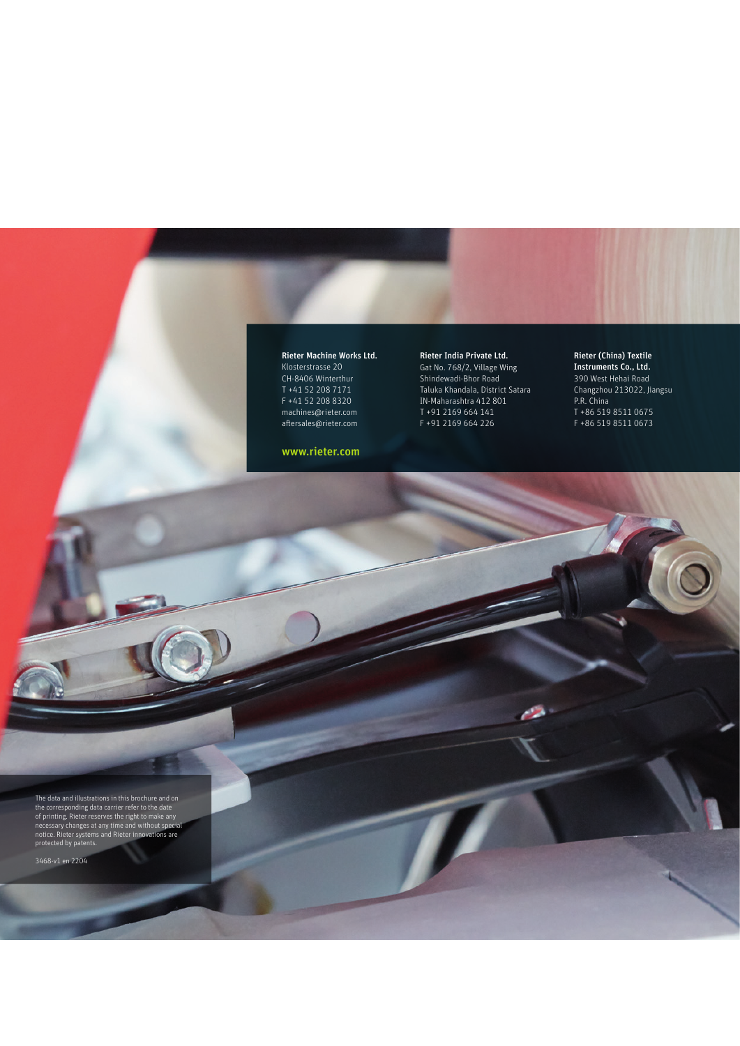**Rieter Machine Works Ltd.**
Klosterstrasse 20
CH-8406 Winterthur
T +41 52 208 7171
F +41 52 208 8320
machines@rieter.com
aftersales@rieter.com

**Rieter India Private Ltd.**
Gat No. 768/2, Village Wing
Shindewadi-Bhor Road
Taluka Khandala, District Satara
IN-Maharashtra 412 801
T +91 2169 664 141
F +91 2169 664 226

**Rieter (China) Textile Instruments Co., Ltd.**
390 West Hehai Road
Changzhou 213022, Jiangsu
P.R. China
T +86 519 8511 0675
F +86 519 8511 0673

**www.rieter.com**

The data and illustrations in this brochure and on the corresponding data carrier refer to the date of printing. Rieter reserves the right to make any necessary changes at any time and without special notice. Rieter systems and Rieter innovations are protected by patents.

3468-v1 en 2204